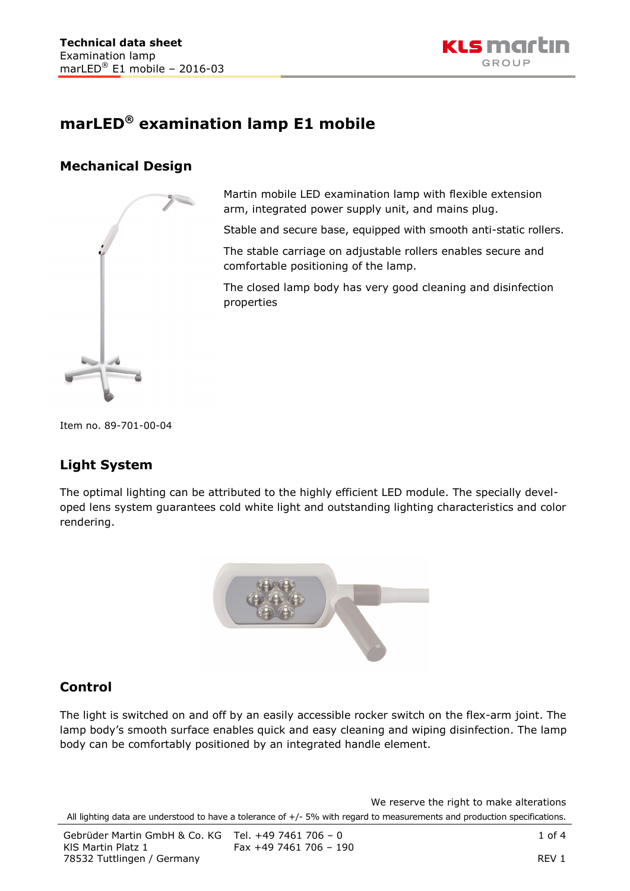# marLED® examination lamp E1 mobile

## Mechanical Design

Martin mobile LED examination lamp with flexible extension arm, integrated power supply unit, and mains plug.

Stable and secure base, equipped with smooth anti-static rollers.

The stable carriage on adjustable rollers enables secure and comfortable positioning of the lamp.

The closed lamp body has very good cleaning and disinfection properties

Item no. 89-701-00-04

## Light System

The optimal lighting can be attributed to the highly efficient LED module. The specially developed lens system guarantees cold white light and outstanding lighting characteristics and color rendering.

## Control

The light is switched on and off by an easily accessible rocker switch on the flex-arm joint. The lamp body's smooth surface enables quick and easy cleaning and wiping disinfection. The lamp body can be comfortably positioned by an integrated handle element.

We reserve the right to make alterations

All lighting data are understood to have a tolerance of +/- 5% with regard to measurements and production specifications.

Gebrüder Martin GmbH & Co. KG
KIS Martin Platz 1
78532 Tuttlingen / Germany

Tel. +49 7461 706 – 0
Fax +49 7461 706 – 190

REV 1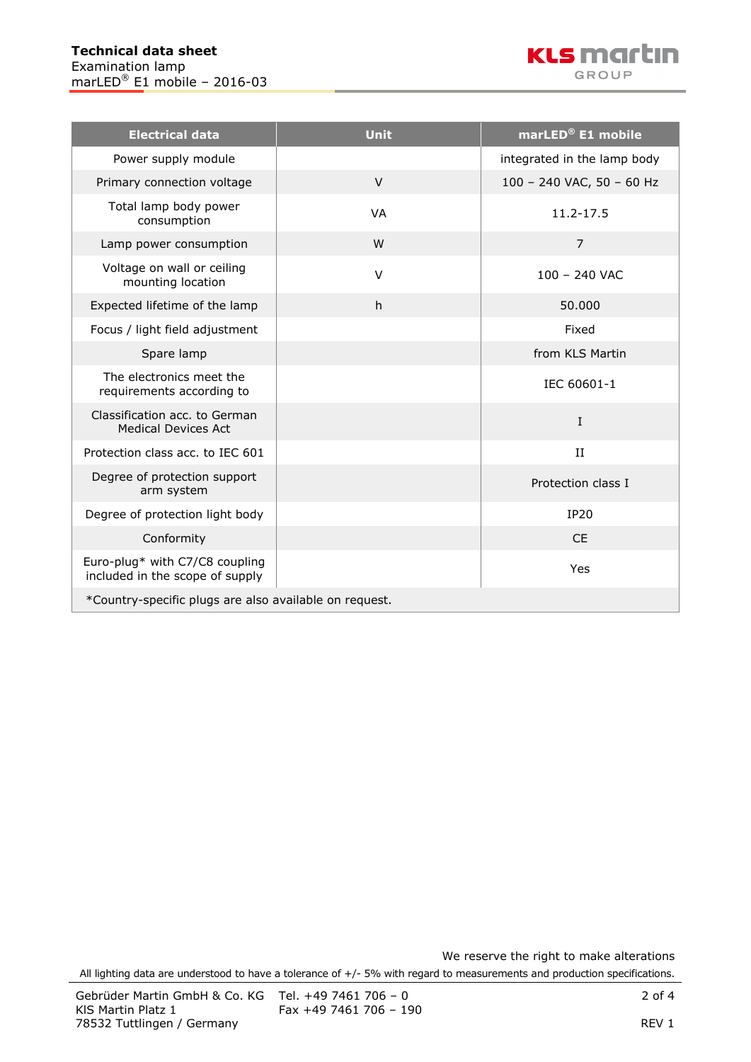| Electrical data | Unit | marLED® E1 mobile |
|---|---|---|
| Power supply module | | integrated in the lamp body |
| Primary connection voltage | V | 100 – 240 VAC, 50 – 60 Hz |
| Total lamp body power consumption | VA | 11.2-17.5 |
| Lamp power consumption | W | 7 |
| Voltage on wall or ceiling mounting location | V | 100 – 240 VAC |
| Expected lifetime of the lamp | h | 50.000 |
| Focus / light field adjustment | | Fixed |
| Spare lamp | | from KLS Martin |
| The electronics meet the requirements according to | | IEC 60601-1 |
| Classification acc. to German Medical Devices Act | | I |
| Protection class acc. to IEC 601 | | II |
| Degree of protection support arm system | | Protection class I |
| Degree of protection light body | | IP20 |
| Conformity | | CE |
| Euro-plug* with C7/C8 coupling included in the scope of supply | | Yes |

*Country-specific plugs are also available on request.

We reserve the right to make alterations

All lighting data are understood to have a tolerance of +/- 5% with regard to measurements and production specifications.

Gebrüder Martin GmbH & Co. KG
KlS Martin Platz 1
78532 Tuttlingen / Germany

Tel. +49 7461 706 – 0
Fax +49 7461 706 – 190

REV 1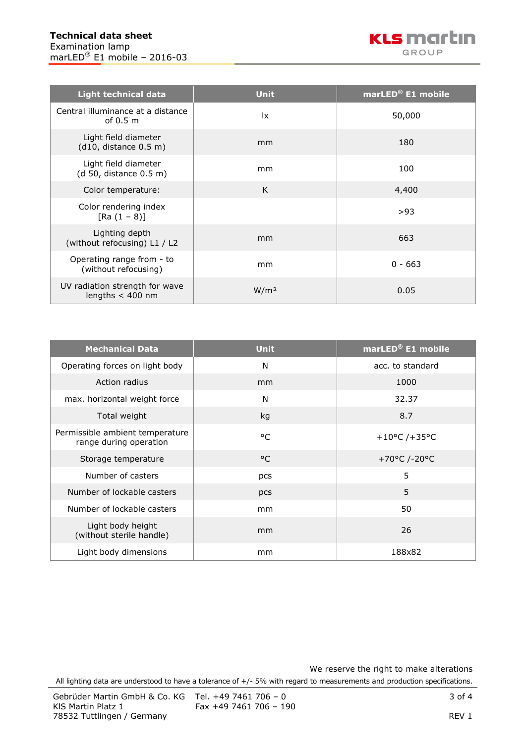**Technical data sheet**
Examination lamp
marLED® E1 mobile – 2016-03

| Light technical data | Unit | marLED® E1 mobile |
|---|---|---|
| Central illuminance at a distance of 0.5 m | lx | 50,000 |
| Light field diameter (d10, distance 0.5 m) | mm | 180 |
| Light field diameter (d 50, distance 0.5 m) | mm | 100 |
| Color temperature: | K | 4,400 |
| Color rendering index [Ra (1 – 8)] | | >93 |
| Lighting depth (without refocusing) L1 / L2 | mm | 663 |
| Operating range from - to (without refocusing) | mm | 0 - 663 |
| UV radiation strength for wave lengths < 400 nm | W/m² | 0.05 |

| Mechanical Data | Unit | marLED® E1 mobile |
|---|---|---|
| Operating forces on light body | N | acc. to standard |
| Action radius | mm | 1000 |
| max. horizontal weight force | N | 32.37 |
| Total weight | kg | 8.7 |
| Permissible ambient temperature range during operation | °C | +10°C /+35°C |
| Storage temperature | °C | +70°C /-20°C |
| Number of casters | pcs | 5 |
| Number of lockable casters | pcs | 5 |
| Number of lockable casters | mm | 50 |
| Light body height (without sterile handle) | mm | 26 |
| Light body dimensions | mm | 188x82 |

We reserve the right to make alterations

All lighting data are understood to have a tolerance of +/- 5% with regard to measurements and production specifications.

Gebrüder Martin GmbH & Co. KG
KlS Martin Platz 1
78532 Tuttlingen / Germany

Tel. +49 7461 706 – 0
Fax +49 7461 706 – 190

REV 1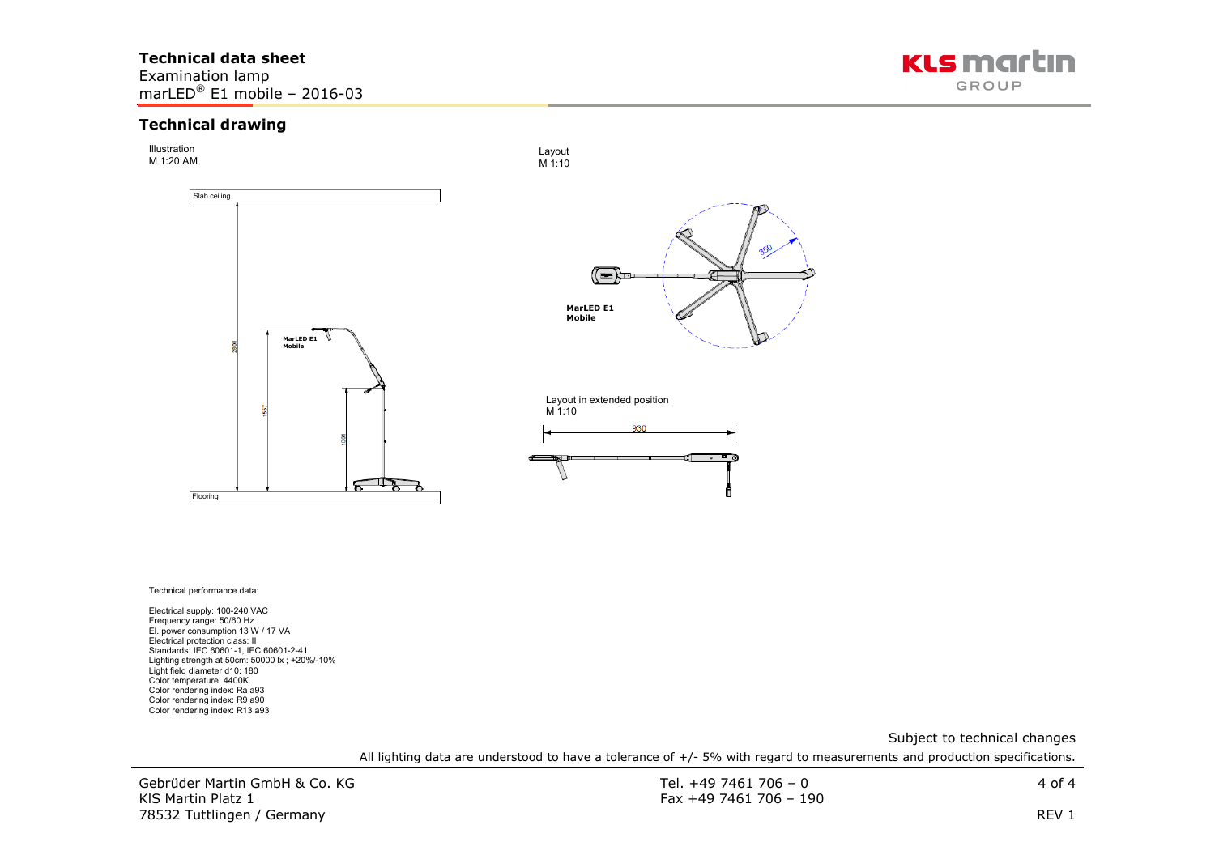**Technical data sheet**
Examination lamp
marLED® E1 mobile – 2016-03

## Technical drawing

Illustration
M 1:20 AM

Slab ceiling

2800

1557

1001

MarLED E1
Mobile

Flooring

Layout
M 1:10

350

MarLED E1
Mobile

Layout in extended position
M 1:10

930

Technical performance data:

Electrical supply: 100-240 VAC
Frequency range: 50/60 Hz
El. power consumption 13 W / 17 VA
Electrical protection class: II
Standards: IEC 60601-1, IEC 60601-2-41
Lighting strength at 50cm: 50000 lx ; +20%/-10%
Light field diameter d10: 180
Color temperature: 4400K
Color rendering index: Ra a93
Color rendering index: R9 a90
Color rendering index: R13 a93

Subject to technical changes

All lighting data are understood to have a tolerance of +/- 5% with regard to measurements and production specifications.

Gebrüder Martin GmbH & Co. KG
KIS Martin Platz 1
78532 Tuttlingen / Germany

Tel. +49 7461 706 – 0
Fax +49 7461 706 – 190

REV 1